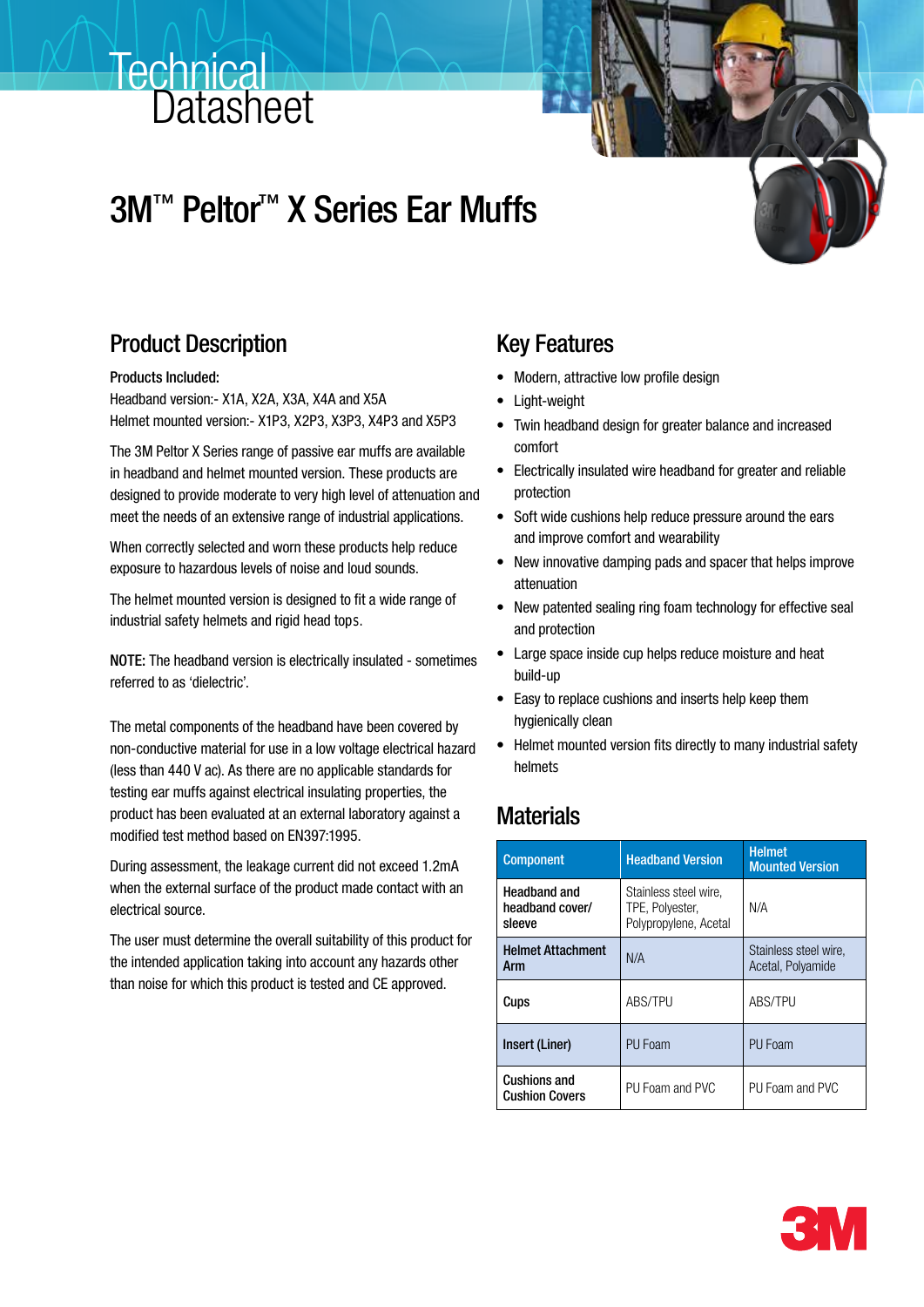# Technical Datasheet

# 3M™ Peltor™ X Series Ear Muffs

## Product Description

**Products Included:**

Headband version:- X1A, X2A, X3A, X4A and X5A

Helmet mounted version:- X1P3, X2P3, X3P3, X4P3 and X5P3

The 3M Peltor X Series range of passive ear muffs are available in headband and helmet mounted version. These products are designed to provide moderate to very high level of attenuation and meet the needs of an extensive range of industrial applications.

When correctly selected and worn these products help reduce exposure to hazardous levels of noise and loud sounds.

The helmet mounted version is designed to fit a wide range of industrial safety helmets and rigid head tops.

NOTE: The headband version is electrically insulated - sometimes referred to as 'dielectric'.

The metal components of the headband have been covered by non-conductive material for use in a low voltage electrical hazard (less than 440 V ac). As there are no applicable standards for testing ear muffs against electrical insulating properties, the product has been evaluated at an external laboratory against a modified test method based on EN397:1995.

During assessment, the leakage current did not exceed 1.2mA when the external surface of the product made contact with an electrical source.

The user must determine the overall suitability of this product for the intended application taking into account any hazards other than noise for which this product is tested and CE approved.

## Key Features

- Modern, attractive low profile design
- Light-weight
- Twin headband design for greater balance and increased comfort
- Electrically insulated wire headband for greater and reliable protection
- Soft wide cushions help reduce pressure around the ears and improve comfort and wearability
- New innovative damping pads and spacer that helps improve attenuation
- New patented sealing ring foam technology for effective seal and protection
- Large space inside cup helps reduce moisture and heat build-up
- Easy to replace cushions and inserts help keep them hygienically clean
- Helmet mounted version fits directly to many industrial safety helmets

## Materials

| Component | Headband Version | Helmet Mounted Version |
|---|---|---|
| **Headband and headband cover/ sleeve** | Stainless steel wire, TPE, Polyester, Polypropylene, Acetal | N/A |
| **Helmet Attachment Arm** | N/A | Stainless steel wire, Acetal, Polyamide |
| **Cups** | ABS/TPU | ABS/TPU |
| **Insert (Liner)** | PU Foam | PU Foam |
| **Cushions and Cushion Covers** | PU Foam and PVC | PU Foam and PVC |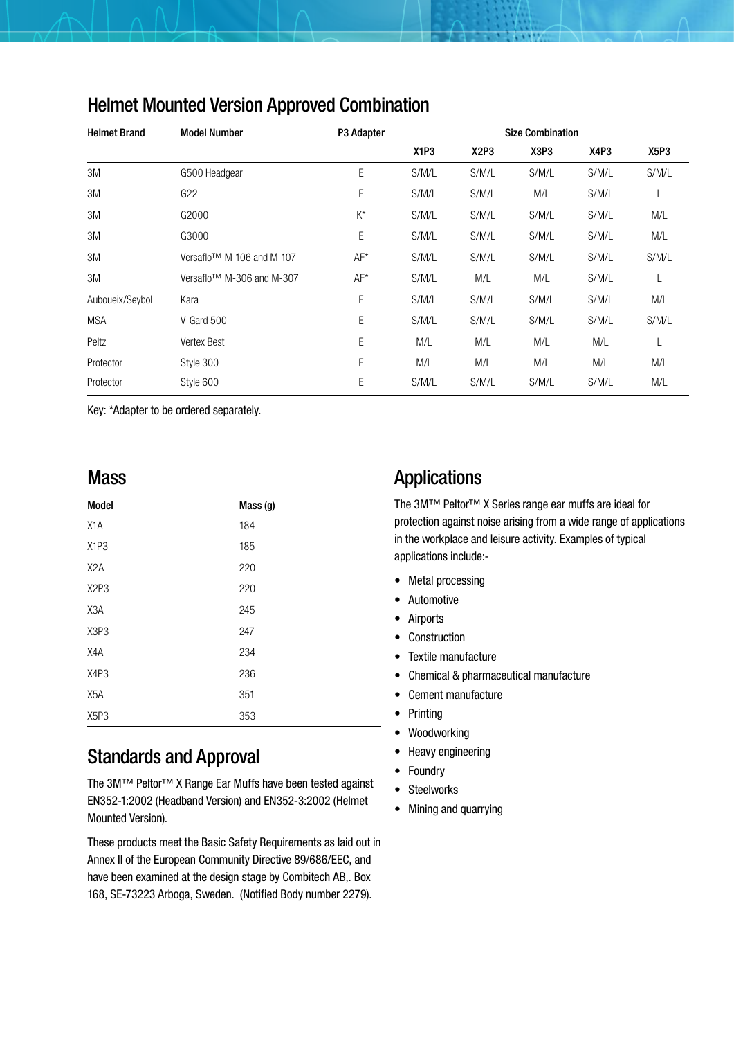## Helmet Mounted Version Approved Combination

| Helmet Brand | Model Number | P3 Adapter | Size Combination | | | | |
|---|---|---|---|---|---|---|---|
| | | | X1P3 | X2P3 | X3P3 | X4P3 | X5P3 |
| 3M | G500 Headgear | E | S/M/L | S/M/L | S/M/L | S/M/L | S/M/L |
| 3M | G22 | E | S/M/L | S/M/L | M/L | S/M/L | L |
| 3M | G2000 | K* | S/M/L | S/M/L | S/M/L | S/M/L | M/L |
| 3M | G3000 | E | S/M/L | S/M/L | S/M/L | S/M/L | M/L |
| 3M | Versaflo™ M-106 and M-107 | AF* | S/M/L | S/M/L | S/M/L | S/M/L | S/M/L |
| 3M | Versaflo™ M-306 and M-307 | AF* | S/M/L | M/L | M/L | S/M/L | L |
| Auboueix/Seybol | Kara | E | S/M/L | S/M/L | S/M/L | S/M/L | M/L |
| MSA | V-Gard 500 | E | S/M/L | S/M/L | S/M/L | S/M/L | S/M/L |
| Peltz | Vertex Best | E | M/L | M/L | M/L | M/L | L |
| Protector | Style 300 | E | M/L | M/L | M/L | M/L | M/L |
| Protector | Style 600 | E | S/M/L | S/M/L | S/M/L | S/M/L | M/L |

Key: *Adapter to be ordered separately.

## Mass

| Model | Mass (g) |
|---|---|
| X1A | 184 |
| X1P3 | 185 |
| X2A | 220 |
| X2P3 | 220 |
| X3A | 245 |
| X3P3 | 247 |
| X4A | 234 |
| X4P3 | 236 |
| X5A | 351 |
| X5P3 | 353 |

## Standards and Approval

The 3M™ Peltor™ X Range Ear Muffs have been tested against EN352-1:2002 (Headband Version) and EN352-3:2002 (Helmet Mounted Version).

These products meet the Basic Safety Requirements as laid out in Annex II of the European Community Directive 89/686/EEC, and have been examined at the design stage by Combitech AB,. Box 168, SE-73223 Arboga, Sweden. (Notified Body number 2279).

## Applications

The 3M™ Peltor™ X Series range ear muffs are ideal for protection against noise arising from a wide range of applications in the workplace and leisure activity. Examples of typical applications include:-

- Metal processing
- Automotive
- Airports
- Construction
- Textile manufacture
- Chemical & pharmaceutical manufacture
- Cement manufacture
- Printing
- Woodworking
- Heavy engineering
- Foundry
- Steelworks
- Mining and quarrying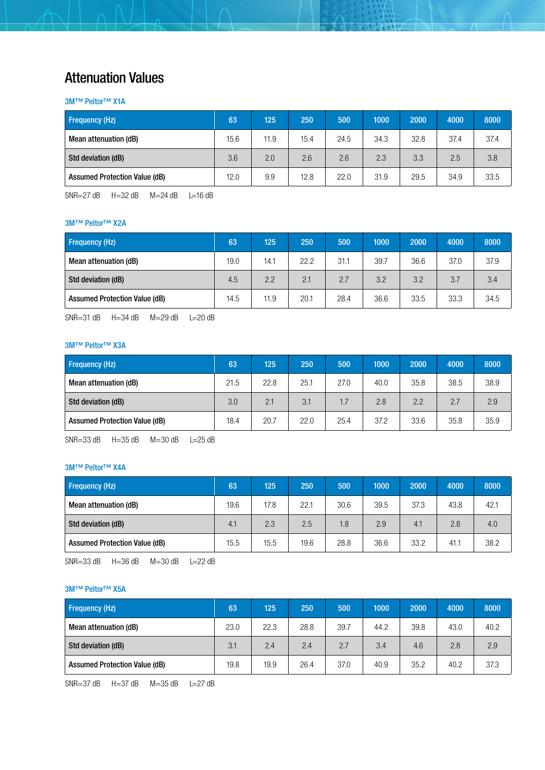# Attenuation Values

### 3M™ Peltor™ X1A

| Frequency (Hz) | 63 | 125 | 250 | 500 | 1000 | 2000 | 4000 | 8000 |
|---|---|---|---|---|---|---|---|---|
| Mean attenuation (dB) | 15.6 | 11.9 | 15.4 | 24.5 | 34.3 | 32.8 | 37.4 | 37.4 |
| Std deviation (dB) | 3.6 | 2.0 | 2.6 | 2.6 | 2.3 | 3.3 | 2.5 | 3.8 |
| Assumed Protection Value (dB) | 12.0 | 9.9 | 12.8 | 22.0 | 31.9 | 29.5 | 34.9 | 33.5 |

SNR=27 dB H=32 dB M=24 dB L=16 dB

### 3M™ Peltor™ X2A

| Frequency (Hz) | 63 | 125 | 250 | 500 | 1000 | 2000 | 4000 | 8000 |
|---|---|---|---|---|---|---|---|---|
| Mean attenuation (dB) | 19.0 | 14.1 | 22.2 | 31.1 | 39.7 | 36.6 | 37.0 | 37.9 |
| Std deviation (dB) | 4.5 | 2.2 | 2.1 | 2.7 | 3.2 | 3.2 | 3.7 | 3.4 |
| Assumed Protection Value (dB) | 14.5 | 11.9 | 20.1 | 28.4 | 36.6 | 33.5 | 33.3 | 34.5 |

SNR=31 dB H=34 dB M=29 dB L=20 dB

### 3M™ Peltor™ X3A

| Frequency (Hz) | 63 | 125 | 250 | 500 | 1000 | 2000 | 4000 | 8000 |
|---|---|---|---|---|---|---|---|---|
| Mean attenuation (dB) | 21.5 | 22.8 | 25.1 | 27.0 | 40.0 | 35.8 | 38.5 | 38.9 |
| Std deviation (dB) | 3.0 | 2.1 | 3.1 | 1.7 | 2.8 | 2.2 | 2.7 | 2.9 |
| Assumed Protection Value (dB) | 18.4 | 20.7 | 22.0 | 25.4 | 37.2 | 33.6 | 35.8 | 35.9 |

SNR=33 dB H=35 dB M=30 dB L=25 dB

### 3M™ Peltor™ X4A

| Frequency (Hz) | 63 | 125 | 250 | 500 | 1000 | 2000 | 4000 | 8000 |
|---|---|---|---|---|---|---|---|---|
| Mean attenuation (dB) | 19.6 | 17.8 | 22.1 | 30.6 | 39.5 | 37.3 | 43.8 | 42.1 |
| Std deviation (dB) | 4.1 | 2.3 | 2.5 | 1.8 | 2.9 | 4.1 | 2.8 | 4.0 |
| Assumed Protection Value (dB) | 15.5 | 15.5 | 19.6 | 28.8 | 36.6 | 33.2 | 41.1 | 38.2 |

SNR=33 dB H=36 dB M=30 dB L=22 dB

### 3M™ Peltor™ X5A

| Frequency (Hz) | 63 | 125 | 250 | 500 | 1000 | 2000 | 4000 | 8000 |
|---|---|---|---|---|---|---|---|---|
| Mean attenuation (dB) | 23.0 | 22.3 | 28.8 | 39.7 | 44.2 | 39.8 | 43.0 | 40.2 |
| Std deviation (dB) | 3.1 | 2.4 | 2.4 | 2.7 | 3.4 | 4.6 | 2.8 | 2.9 |
| Assumed Protection Value (dB) | 19.8 | 19.9 | 26.4 | 37.0 | 40.9 | 35.2 | 40.2 | 37.3 |

SNR=37 dB H=37 dB M=35 dB L=27 dB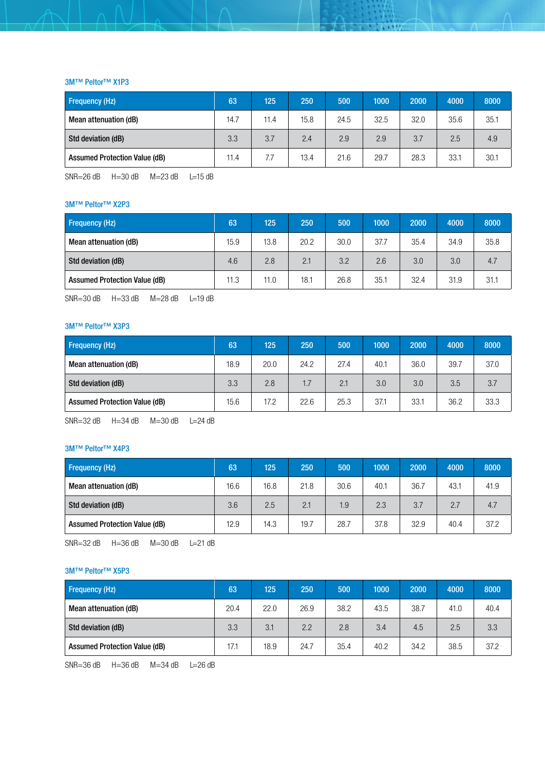### 3M™ Peltor™ X1P3

| Frequency (Hz) | 63 | 125 | 250 | 500 | 1000 | 2000 | 4000 | 8000 |
|---|---|---|---|---|---|---|---|---|
| Mean attenuation (dB) | 14.7 | 11.4 | 15.8 | 24.5 | 32.5 | 32.0 | 35.6 | 35.1 |
| Std deviation (dB) | 3.3 | 3.7 | 2.4 | 2.9 | 2.9 | 3.7 | 2.5 | 4.9 |
| Assumed Protection Value (dB) | 11.4 | 7.7 | 13.4 | 21.6 | 29.7 | 28.3 | 33.1 | 30.1 |

SNR=26 dB H=30 dB M=23 dB L=15 dB

### 3M™ Peltor™ X2P3

| Frequency (Hz) | 63 | 125 | 250 | 500 | 1000 | 2000 | 4000 | 8000 |
|---|---|---|---|---|---|---|---|---|
| Mean attenuation (dB) | 15.9 | 13.8 | 20.2 | 30.0 | 37.7 | 35.4 | 34.9 | 35.8 |
| Std deviation (dB) | 4.6 | 2.8 | 2.1 | 3.2 | 2.6 | 3.0 | 3.0 | 4.7 |
| Assumed Protection Value (dB) | 11.3 | 11.0 | 18.1 | 26.8 | 35.1 | 32.4 | 31.9 | 31.1 |

SNR=30 dB H=33 dB M=28 dB L=19 dB

### 3M™ Peltor™ X3P3

| Frequency (Hz) | 63 | 125 | 250 | 500 | 1000 | 2000 | 4000 | 8000 |
|---|---|---|---|---|---|---|---|---|
| Mean attenuation (dB) | 18.9 | 20.0 | 24.2 | 27.4 | 40.1 | 36.0 | 39.7 | 37.0 |
| Std deviation (dB) | 3.3 | 2.8 | 1.7 | 2.1 | 3.0 | 3.0 | 3.5 | 3.7 |
| Assumed Protection Value (dB) | 15.6 | 17.2 | 22.6 | 25.3 | 37.1 | 33.1 | 36.2 | 33.3 |

SNR=32 dB H=34 dB M=30 dB L=24 dB

### 3M™ Peltor™ X4P3

| Frequency (Hz) | 63 | 125 | 250 | 500 | 1000 | 2000 | 4000 | 8000 |
|---|---|---|---|---|---|---|---|---|
| Mean attenuation (dB) | 16.6 | 16.8 | 21.8 | 30.6 | 40.1 | 36.7 | 43.1 | 41.9 |
| Std deviation (dB) | 3.6 | 2.5 | 2.1 | 1.9 | 2.3 | 3.7 | 2.7 | 4.7 |
| Assumed Protection Value (dB) | 12.9 | 14.3 | 19.7 | 28.7 | 37.8 | 32.9 | 40.4 | 37.2 |

SNR=32 dB H=36 dB M=30 dB L=21 dB

### 3M™ Peltor™ X5P3

| Frequency (Hz) | 63 | 125 | 250 | 500 | 1000 | 2000 | 4000 | 8000 |
|---|---|---|---|---|---|---|---|---|
| Mean attenuation (dB) | 20.4 | 22.0 | 26.9 | 38.2 | 43.5 | 38.7 | 41.0 | 40.4 |
| Std deviation (dB) | 3.3 | 3.1 | 2.2 | 2.8 | 3.4 | 4.5 | 2.5 | 3.3 |
| Assumed Protection Value (dB) | 17.1 | 18.9 | 24.7 | 35.4 | 40.2 | 34.2 | 38.5 | 37.2 |

SNR=36 dB H=36 dB M=34 dB L=26 dB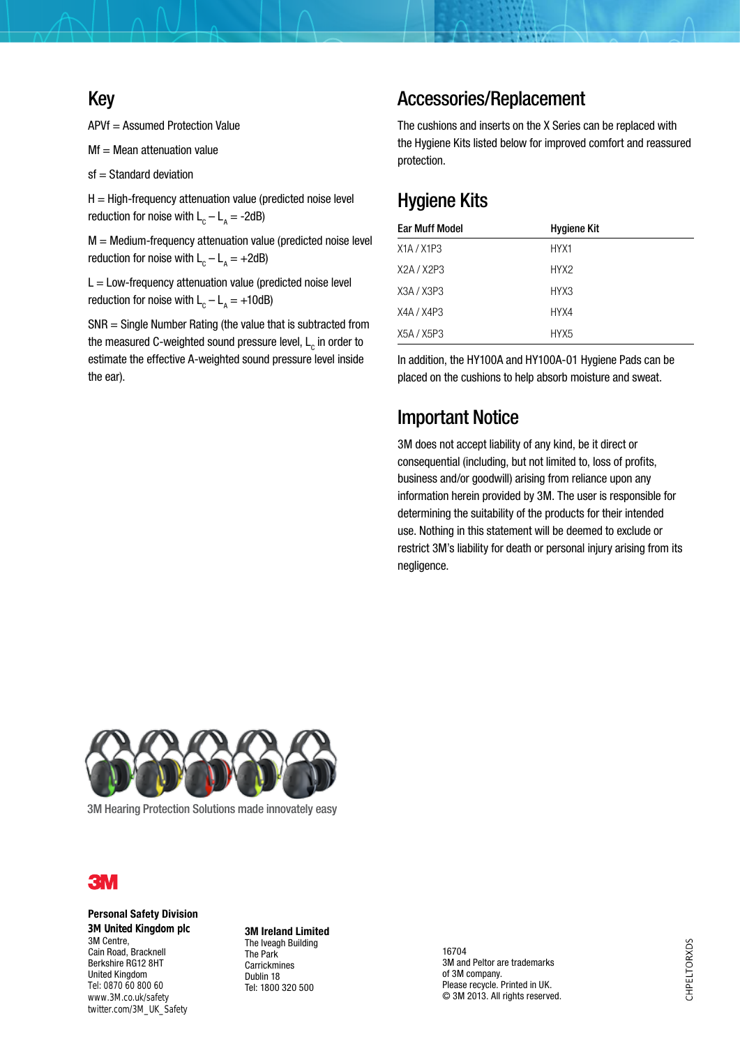## Key

APVf = Assumed Protection Value

Mf = Mean attenuation value

sf = Standard deviation

H = High-frequency attenuation value (predicted noise level reduction for noise with $L_C - L_A$ = -2dB)

M = Medium-frequency attenuation value (predicted noise level reduction for noise with $L_C - L_A$ = +2dB)

L = Low-frequency attenuation value (predicted noise level reduction for noise with $L_C - L_A$ = +10dB)

SNR = Single Number Rating (the value that is subtracted from the measured C-weighted sound pressure level, $L_C$ in order to estimate the effective A-weighted sound pressure level inside the ear).

## Accessories/Replacement

The cushions and inserts on the X Series can be replaced with the Hygiene Kits listed below for improved comfort and reassured protection.

## Hygiene Kits

| Ear Muff Model | Hygiene Kit |
|---|---|
| X1A / X1P3 | HYX1 |
| X2A / X2P3 | HYX2 |
| X3A / X3P3 | HYX3 |
| X4A / X4P3 | HYX4 |
| X5A / X5P3 | HYX5 |

In addition, the HY100A and HY100A-01 Hygiene Pads can be placed on the cushions to help absorb moisture and sweat.

## Important Notice

3M does not accept liability of any kind, be it direct or consequential (including, but not limited to, loss of profits, business and/or goodwill) arising from reliance upon any information herein provided by 3M. The user is responsible for determining the suitability of the products for their intended use. Nothing in this statement will be deemed to exclude or restrict 3M's liability for death or personal injury arising from its negligence.

3M Hearing Protection Solutions made innovately easy

3M

**Personal Safety Division**
**3M United Kingdom plc**
3M Centre,
Cain Road, Bracknell
Berkshire RG12 8HT
United Kingdom
Tel: 0870 60 800 60
www.3M.co.uk/safety
twitter.com/3M_UK_Safety

**3M Ireland Limited**
The Iveagh Building
The Park
Carrickmines
Dublin 18
Tel: 1800 320 500

16704
3M and Peltor are trademarks of 3M company.
Please recycle. Printed in UK.
© 3M 2013. All rights reserved.

CHPELTORXDS